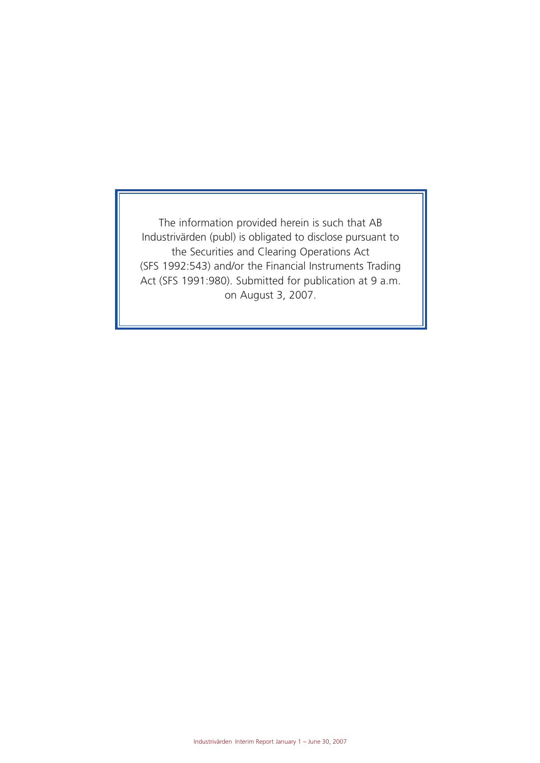The information provided herein is such that AB Industrivärden (publ) is obligated to disclose pursuant to the Securities and Clearing Operations Act (SFS 1992:543) and/or the Financial Instruments Trading Act (SFS 1991:980). Submitted for publication at 9 a.m. on August 3, 2007.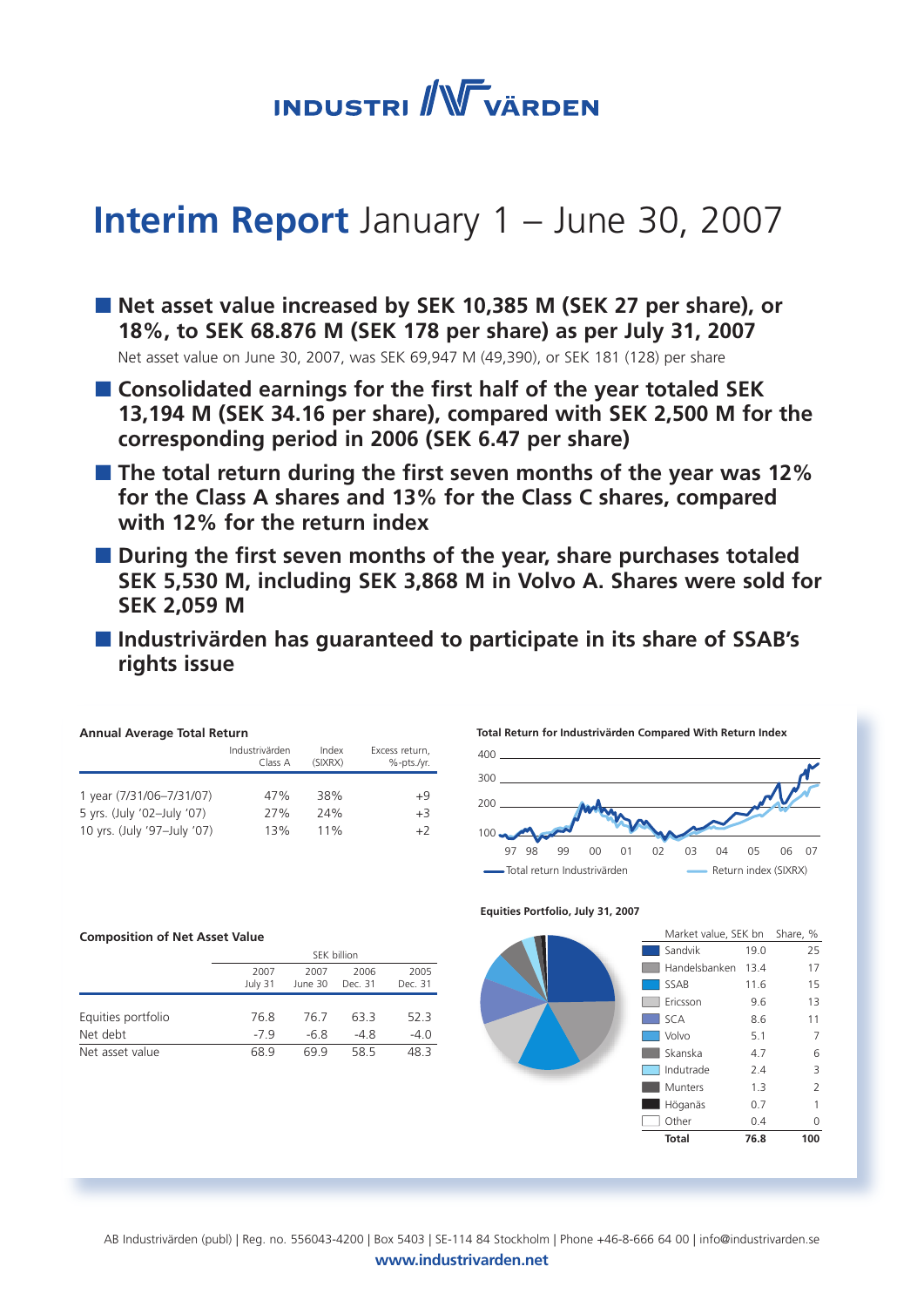# INDUSTRI VÄRDEN

# **Interim Report** January 1 – June 30, 2007

- **Net asset value increased by SEK 10,385 M (SEK 27 per share), or 18%, to SEK 68.876 M (SEK 178 per share) as per July 31, 2007**
  Net asset value on June 30, 2007, was SEK 69,947 M (49,390), or SEK 181 (128) per share
- **Consolidated earnings for the first half of the year totaled SEK 13,194 M (SEK 34.16 per share), compared with SEK 2,500 M for the corresponding period in 2006 (SEK 6.47 per share)**
- **The total return during the first seven months of the year was 12% for the Class A shares and 13% for the Class C shares, compared with 12% for the return index**
- **During the first seven months of the year, share purchases totaled SEK 5,530 M, including SEK 3,868 M in Volvo A. Shares were sold for SEK 2,059 M**
- **Industrivärden has guaranteed to participate in its share of SSAB's rights issue**

**Annual Average Total Return**

| | Industrivärden Class A | Index (SIXRX) | Excess return, %-pts./yr. |
|---|---|---|---|
| 1 year (7/31/06–7/31/07) | 47% | 38% | +9 |
| 5 yrs. (July '02–July '07) | 27% | 24% | +3 |
| 10 yrs. (July '97–July '07) | 13% | 11% | +2 |

**Total Return for Industrivärden Compared With Return Index**

Total return Industrivärden — Return index (SIXRX)

**Composition of Net Asset Value**

| | SEK billion | | | |
|---|---|---|---|---|
| | 2007 July 31 | 2007 June 30 | 2006 Dec. 31 | 2005 Dec. 31 |
| Equities portfolio | 76.8 | 76.7 | 63.3 | 52.3 |
| Net debt | -7.9 | -6.8 | -4.8 | -4.0 |
| Net asset value | 68.9 | 69.9 | 58.5 | 48.3 |

**Equities Portfolio, July 31, 2007**

| | Market value, SEK bn | Share, % |
|---|---|---|
| Sandvik | 19.0 | 25 |
| Handelsbanken | 13.4 | 17 |
| SSAB | 11.6 | 15 |
| Ericsson | 9.6 | 13 |
| SCA | 8.6 | 11 |
| Volvo | 5.1 | 7 |
| Skanska | 4.7 | 6 |
| Indutrade | 2.4 | 3 |
| Munters | 1.3 | 2 |
| Höganäs | 0.7 | 1 |
| Other | 0.4 | 0 |
| **Total** | **76.8** | **100** |

AB Industrivärden (publ) | Reg. no. 556043-4200 | Box 5403 | SE-114 84 Stockholm | Phone +46-8-666 64 00 | info@industrivarden.se
**www.industrivarden.net**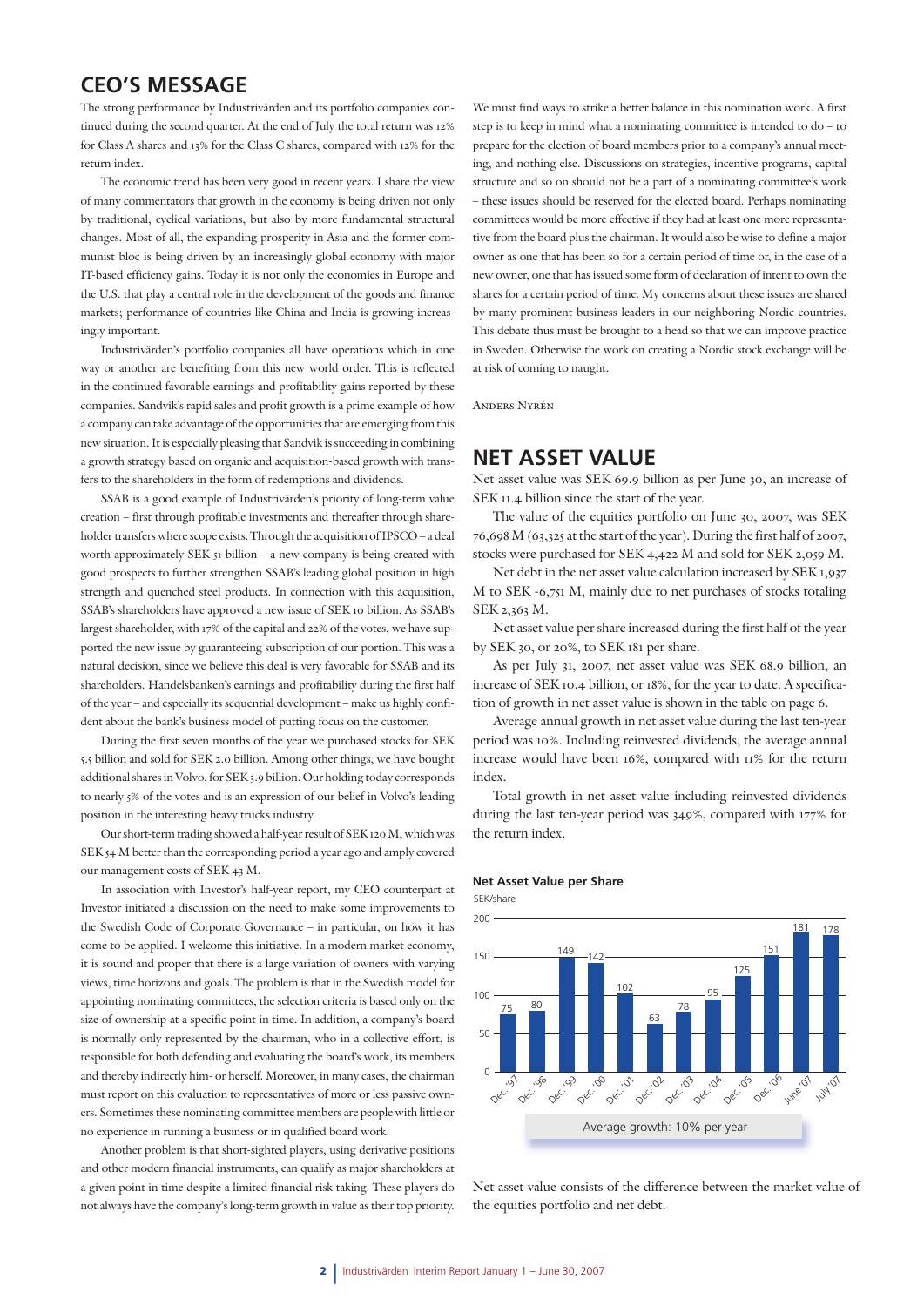## CEO'S MESSAGE

The strong performance by Industrivärden and its portfolio companies continued during the second quarter. At the end of July the total return was 12% for Class A shares and 13% for the Class C shares, compared with 12% for the return index.

The economic trend has been very good in recent years. I share the view of many commentators that growth in the economy is being driven not only by traditional, cyclical variations, but also by more fundamental structural changes. Most of all, the expanding prosperity in Asia and the former communist bloc is being driven by an increasingly global economy with major IT-based efficiency gains. Today it is not only the economies in Europe and the U.S. that play a central role in the development of the goods and finance markets; performance of countries like China and India is growing increasingly important.

Industrivärden's portfolio companies all have operations which in one way or another are benefiting from this new world order. This is reflected in the continued favorable earnings and profitability gains reported by these companies. Sandvik's rapid sales and profit growth is a prime example of how a company can take advantage of the opportunities that are emerging from this new situation. It is especially pleasing that Sandvik is succeeding in combining a growth strategy based on organic and acquisition-based growth with transfers to the shareholders in the form of redemptions and dividends.

SSAB is a good example of Industrivärden's priority of long-term value creation – first through profitable investments and thereafter through shareholder transfers where scope exists. Through the acquisition of IPSCO – a deal worth approximately SEK 51 billion – a new company is being created with good prospects to further strengthen SSAB's leading global position in high strength and quenched steel products. In connection with this acquisition, SSAB's shareholders have approved a new issue of SEK 10 billion. As SSAB's largest shareholder, with 17% of the capital and 22% of the votes, we have supported the new issue by guaranteeing subscription of our portion. This was a natural decision, since we believe this deal is very favorable for SSAB and its shareholders. Handelsbanken's earnings and profitability during the first half of the year – and especially its sequential development – make us highly confident about the bank's business model of putting focus on the customer.

During the first seven months of the year we purchased stocks for SEK 5.5 billion and sold for SEK 2.0 billion. Among other things, we have bought additional shares in Volvo, for SEK 3.9 billion. Our holding today corresponds to nearly 5% of the votes and is an expression of our belief in Volvo's leading position in the interesting heavy trucks industry.

Our short-term trading showed a half-year result of SEK 120 M, which was SEK 54 M better than the corresponding period a year ago and amply covered our management costs of SEK 43 M.

In association with Investor's half-year report, my CEO counterpart at Investor initiated a discussion on the need to make some improvements to the Swedish Code of Corporate Governance – in particular, on how it has come to be applied. I welcome this initiative. In a modern market economy, it is sound and proper that there is a large variation of owners with varying views, time horizons and goals. The problem is that in the Swedish model for appointing nominating committees, the selection criteria is based only on the size of ownership at a specific point in time. In addition, a company's board is normally only represented by the chairman, who in a collective effort, is responsible for both defending and evaluating the board's work, its members and thereby indirectly him- or herself. Moreover, in many cases, the chairman must report on this evaluation to representatives of more or less passive owners. Sometimes these nominating committee members are people with little or no experience in running a business or in qualified board work.

Another problem is that short-sighted players, using derivative positions and other modern financial instruments, can qualify as major shareholders at a given point in time despite a limited financial risk-taking. These players do not always have the company's long-term growth in value as their top priority.

We must find ways to strike a better balance in this nomination work. A first step is to keep in mind what a nominating committee is intended to do – to prepare for the election of board members prior to a company's annual meeting, and nothing else. Discussions on strategies, incentive programs, capital structure and so on should not be a part of a nominating committee's work – these issues should be reserved for the elected board. Perhaps nominating committees would be more effective if they had at least one more representative from the board plus the chairman. It would also be wise to define a major owner as one that has been so for a certain period of time or, in the case of a new owner, one that has issued some form of declaration of intent to own the shares for a certain period of time. My concerns about these issues are shared by many prominent business leaders in our neighboring Nordic countries. This debate thus must be brought to a head so that we can improve practice in Sweden. Otherwise the work on creating a Nordic stock exchange will be at risk of coming to naught.

Anders Nyrén

## NET ASSET VALUE

Net asset value was SEK 69.9 billion as per June 30, an increase of SEK 11.4 billion since the start of the year.

The value of the equities portfolio on June 30, 2007, was SEK 76,698 M (63,325 at the start of the year). During the first half of 2007, stocks were purchased for SEK 4,422 M and sold for SEK 2,059 M.

Net debt in the net asset value calculation increased by SEK 1,937 M to SEK -6,751 M, mainly due to net purchases of stocks totaling SEK 2,363 M.

Net asset value per share increased during the first half of the year by SEK 30, or 20%, to SEK 181 per share.

As per July 31, 2007, net asset value was SEK 68.9 billion, an increase of SEK 10.4 billion, or 18%, for the year to date. A specification of growth in net asset value is shown in the table on page 6.

Average annual growth in net asset value during the last ten-year period was 10%. Including reinvested dividends, the average annual increase would have been 16%, compared with 11% for the return index.

Total growth in net asset value including reinvested dividends during the last ten-year period was 349%, compared with 177% for the return index.

**Net Asset Value per Share**

SEK/share

| Date | SEK/share |
|---|---|
| Dec. '97 | 75 |
| Dec. '98 | 80 |
| Dec. '99 | 149 |
| Dec. '00 | 142 |
| Dec. '01 | 102 |
| Dec. '02 | 63 |
| Dec. '03 | 78 |
| Dec. '04 | 95 |
| Dec. '05 | 125 |
| Dec. '06 | 151 |
| June '07 | 181 |
| July '07 | 178 |

Average growth: 10% per year

Net asset value consists of the difference between the market value of the equities portfolio and net debt.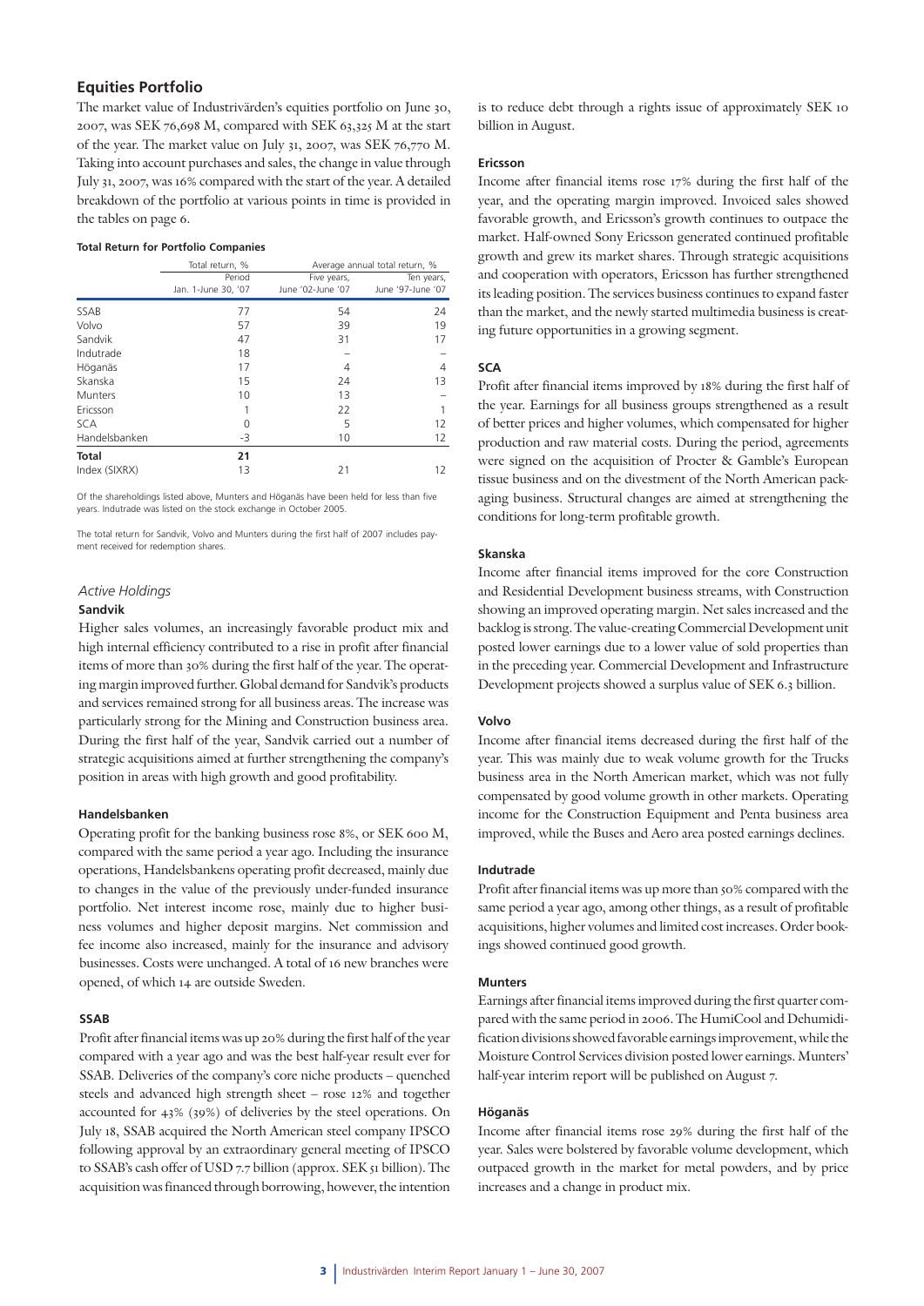## Equities Portfolio

The market value of Industrivärden's equities portfolio on June 30, 2007, was SEK 76,698 M, compared with SEK 63,325 M at the start of the year. The market value on July 31, 2007, was SEK 76,770 M. Taking into account purchases and sales, the change in value through July 31, 2007, was 16% compared with the start of the year. A detailed breakdown of the portfolio at various points in time is provided in the tables on page 6.

**Total Return for Portfolio Companies**

| | Total return, % | Average annual total return, % | |
|---|---|---|---|
| | Period Jan. 1-June 30, '07 | Five years, June '02-June '07 | Ten years, June '97-June '07 |
| SSAB | 77 | 54 | 24 |
| Volvo | 57 | 39 | 19 |
| Sandvik | 47 | 31 | 17 |
| Indutrade | 18 | – | – |
| Höganäs | 17 | 4 | 4 |
| Skanska | 15 | 24 | 13 |
| Munters | 10 | 13 | – |
| Ericsson | 1 | 22 | 1 |
| SCA | 0 | 5 | 12 |
| Handelsbanken | -3 | 10 | 12 |
| **Total** | **21** | | |
| Index (SIXRX) | 13 | 21 | 12 |

Of the shareholdings listed above, Munters and Höganäs have been held for less than five years. Indutrade was listed on the stock exchange in October 2005.

The total return for Sandvik, Volvo and Munters during the first half of 2007 includes payment received for redemption shares.

### *Active Holdings*

**Sandvik**

Higher sales volumes, an increasingly favorable product mix and high internal efficiency contributed to a rise in profit after financial items of more than 30% during the first half of the year. The operating margin improved further. Global demand for Sandvik's products and services remained strong for all business areas. The increase was particularly strong for the Mining and Construction business area. During the first half of the year, Sandvik carried out a number of strategic acquisitions aimed at further strengthening the company's position in areas with high growth and good profitability.

**Handelsbanken**

Operating profit for the banking business rose 8%, or SEK 600 M, compared with the same period a year ago. Including the insurance operations, Handelsbankens operating profit decreased, mainly due to changes in the value of the previously under-funded insurance portfolio. Net interest income rose, mainly due to higher business volumes and higher deposit margins. Net commission and fee income also increased, mainly for the insurance and advisory businesses. Costs were unchanged. A total of 16 new branches were opened, of which 14 are outside Sweden.

**SSAB**

Profit after financial items was up 20% during the first half of the year compared with a year ago and was the best half-year result ever for SSAB. Deliveries of the company's core niche products – quenched steels and advanced high strength sheet – rose 12% and together accounted for 43% (39%) of deliveries by the steel operations. On July 18, SSAB acquired the North American steel company IPSCO following approval by an extraordinary general meeting of IPSCO to SSAB's cash offer of USD 7.7 billion (approx. SEK 51 billion). The acquisition was financed through borrowing, however, the intention is to reduce debt through a rights issue of approximately SEK 10 billion in August.

**Ericsson**

Income after financial items rose 17% during the first half of the year, and the operating margin improved. Invoiced sales showed favorable growth, and Ericsson's growth continues to outpace the market. Half-owned Sony Ericsson generated continued profitable growth and grew its market shares. Through strategic acquisitions and cooperation with operators, Ericsson has further strengthened its leading position. The services business continues to expand faster than the market, and the newly started multimedia business is creating future opportunities in a growing segment.

**SCA**

Profit after financial items improved by 18% during the first half of the year. Earnings for all business groups strengthened as a result of better prices and higher volumes, which compensated for higher production and raw material costs. During the period, agreements were signed on the acquisition of Procter & Gamble's European tissue business and on the divestment of the North American packaging business. Structural changes are aimed at strengthening the conditions for long-term profitable growth.

**Skanska**

Income after financial items improved for the core Construction and Residential Development business streams, with Construction showing an improved operating margin. Net sales increased and the backlog is strong. The value-creating Commercial Development unit posted lower earnings due to a lower value of sold properties than in the preceding year. Commercial Development and Infrastructure Development projects showed a surplus value of SEK 6.3 billion.

**Volvo**

Income after financial items decreased during the first half of the year. This was mainly due to weak volume growth for the Trucks business area in the North American market, which was not fully compensated by good volume growth in other markets. Operating income for the Construction Equipment and Penta business area improved, while the Buses and Aero area posted earnings declines.

**Indutrade**

Profit after financial items was up more than 50% compared with the same period a year ago, among other things, as a result of profitable acquisitions, higher volumes and limited cost increases. Order bookings showed continued good growth.

**Munters**

Earnings after financial items improved during the first quarter compared with the same period in 2006. The HumiCool and Dehumidification divisions showed favorable earnings improvement, while the Moisture Control Services division posted lower earnings. Munters' half-year interim report will be published on August 7.

**Höganäs**

Income after financial items rose 29% during the first half of the year. Sales were bolstered by favorable volume development, which outpaced growth in the market for metal powders, and by price increases and a change in product mix.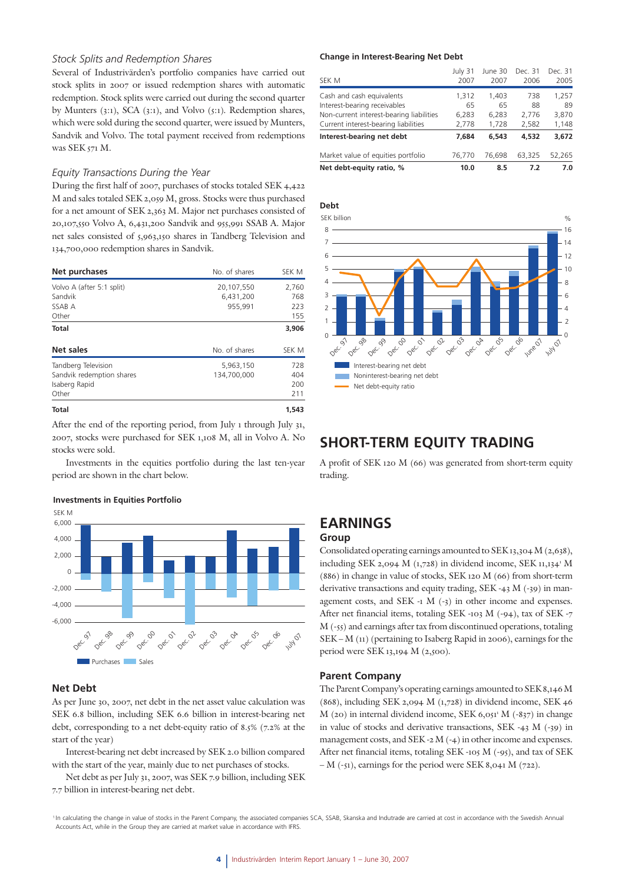### *Stock Splits and Redemption Shares*

Several of Industrivärden's portfolio companies have carried out stock splits in 2007 or issued redemption shares with automatic redemption. Stock splits were carried out during the second quarter by Munters (3:1), SCA (3:1), and Volvo (5:1). Redemption shares, which were sold during the second quarter, were issued by Munters, Sandvik and Volvo. The total payment received from redemptions was SEK 571 M.

### *Equity Transactions During the Year*

During the first half of 2007, purchases of stocks totaled SEK 4,422 M and sales totaled SEK 2,059 M, gross. Stocks were thus purchased for a net amount of SEK 2,363 M. Major net purchases consisted of 20,107,550 Volvo A, 6,431,200 Sandvik and 955,991 SSAB A. Major net sales consisted of 5,963,150 shares in Tandberg Television and 134,700,000 redemption shares in Sandvik.

| **Net purchases** | No. of shares | SEK M |
|---|---|---|
| Volvo A (after 5:1 split) | 20,107,550 | 2,760 |
| Sandvik | 6,431,200 | 768 |
| SSAB A | 955,991 | 223 |
| Other | | 155 |
| **Total** | | **3,906** |

| **Net sales** | No. of shares | SEK M |
|---|---|---|
| Tandberg Television | 5,963,150 | 728 |
| Sandvik redemption shares | 134,700,000 | 404 |
| Isaberg Rapid | | 200 |
| Other | | 211 |
| **Total** | | **1,543** |

After the end of the reporting period, from July 1 through July 31, 2007, stocks were purchased for SEK 1,108 M, all in Volvo A. No stocks were sold.

Investments in the equities portfolio during the last ten-year period are shown in the chart below.

**Investments in Equities Portfolio**

### Net Debt

As per June 30, 2007, net debt in the net asset value calculation was SEK 6.8 billion, including SEK 6.6 billion in interest-bearing net debt, corresponding to a net debt-equity ratio of 8.5% (7.2% at the start of the year)

Interest-bearing net debt increased by SEK 2.0 billion compared with the start of the year, mainly due to net purchases of stocks.

Net debt as per July 31, 2007, was SEK 7.9 billion, including SEK 7.7 billion in interest-bearing net debt.

**Change in Interest-Bearing Net Debt**

| SEK M | July 31 2007 | June 30 2007 | Dec. 31 2006 | Dec. 31 2005 |
|---|---|---|---|---|
| Cash and cash equivalents | 1,312 | 1,403 | 738 | 1,257 |
| Interest-bearing receivables | 65 | 65 | 88 | 89 |
| Non-current interest-bearing liabilities | 6,283 | 6,283 | 2,776 | 3,870 |
| Current interest-bearing liabilities | 2,778 | 1,728 | 2,582 | 1,148 |
| **Interest-bearing net debt** | **7,684** | **6,543** | **4,532** | **3,672** |
| Market value of equities portfolio | 76,770 | 76,698 | 63,325 | 52,265 |
| **Net debt-equity ratio, %** | **10.0** | **8.5** | **7.2** | **7.0** |

**Debt**

## SHORT-TERM EQUITY TRADING

A profit of SEK 120 M (66) was generated from short-term equity trading.

## EARNINGS

### Group

Consolidated operating earnings amounted to SEK 13,304 M (2,638), including SEK 2,094 M (1,728) in dividend income, SEK 11,134[1] M (886) in change in value of stocks, SEK 120 M (66) from short-term derivative transactions and equity trading, SEK -43 M (-39) in management costs, and SEK -1 M (-3) in other income and expenses. After net financial items, totaling SEK -103 M (-94), tax of SEK -7 M (-55) and earnings after tax from discontinued operations, totaling SEK – M (11) (pertaining to Isaberg Rapid in 2006), earnings for the period were SEK 13,194 M (2,500).

### Parent Company

The Parent Company's operating earnings amounted to SEK 8,146 M (868), including SEK 2,094 M (1,728) in dividend income, SEK 46 M (20) in internal dividend income, SEK 6,051[1] M (-837) in change in value of stocks and derivative transactions, SEK -43 M (-39) in management costs, and SEK -2 M (-4) in other income and expenses. After net financial items, totaling SEK -105 M (-95), and tax of SEK – M (-51), earnings for the period were SEK 8,041 M (722).

[1] In calculating the change in value of stocks in the Parent Company, the associated companies SCA, SSAB, Skanska and Indutrade are carried at cost in accordance with the Swedish Annual Accounts Act, while in the Group they are carried at market value in accordance with IFRS.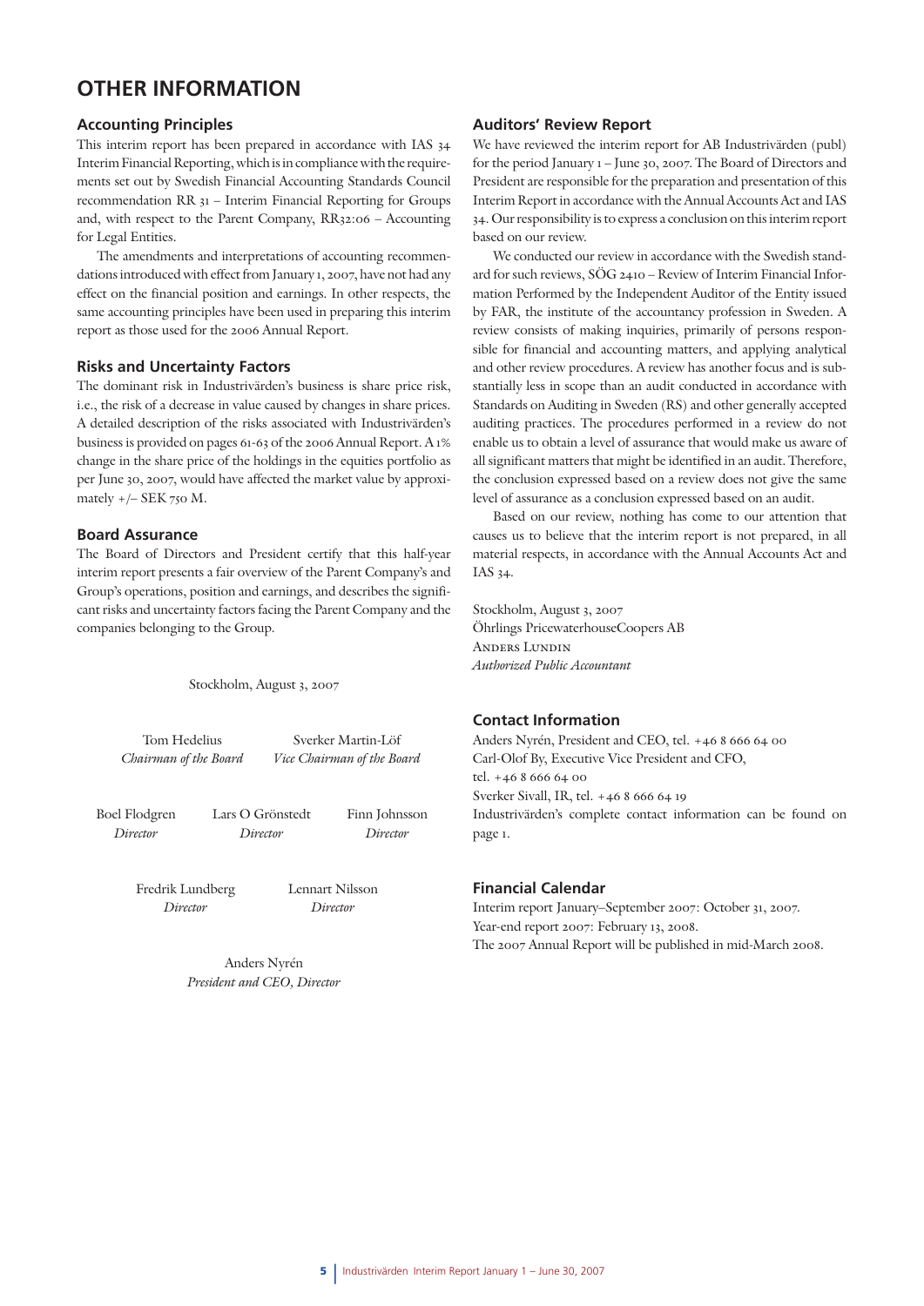# OTHER INFORMATION

### Accounting Principles

This interim report has been prepared in accordance with IAS 34 Interim Financial Reporting, which is in compliance with the requirements set out by Swedish Financial Accounting Standards Council recommendation RR 31 – Interim Financial Reporting for Groups and, with respect to the Parent Company, RR32:06 – Accounting for Legal Entities.

The amendments and interpretations of accounting recommendations introduced with effect from January 1, 2007, have not had any effect on the financial position and earnings. In other respects, the same accounting principles have been used in preparing this interim report as those used for the 2006 Annual Report.

### Risks and Uncertainty Factors

The dominant risk in Industrivärden's business is share price risk, i.e., the risk of a decrease in value caused by changes in share prices. A detailed description of the risks associated with Industrivärden's business is provided on pages 61-63 of the 2006 Annual Report. A 1% change in the share price of the holdings in the equities portfolio as per June 30, 2007, would have affected the market value by approximately +/– SEK 750 M.

### Board Assurance

The Board of Directors and President certify that this half-year interim report presents a fair overview of the Parent Company's and Group's operations, position and earnings, and describes the significant risks and uncertainty factors facing the Parent Company and the companies belonging to the Group.

Stockholm, August 3, 2007

Tom Hedelius
*Chairman of the Board*

Sverker Martin-Löf
*Vice Chairman of the Board*

Boel Flodgren
*Director*

Lars O Grönstedt
*Director*

Finn Johnsson
*Director*

Fredrik Lundberg
*Director*

Lennart Nilsson
*Director*

Anders Nyrén
*President and CEO, Director*

### Auditors' Review Report

We have reviewed the interim report for AB Industrivärden (publ) for the period January 1 – June 30, 2007. The Board of Directors and President are responsible for the preparation and presentation of this Interim Report in accordance with the Annual Accounts Act and IAS 34. Our responsibility is to express a conclusion on this interim report based on our review.

We conducted our review in accordance with the Swedish standard for such reviews, SÖG 2410 – Review of Interim Financial Information Performed by the Independent Auditor of the Entity issued by FAR, the institute of the accountancy profession in Sweden. A review consists of making inquiries, primarily of persons responsible for financial and accounting matters, and applying analytical and other review procedures. A review has another focus and is substantially less in scope than an audit conducted in accordance with Standards on Auditing in Sweden (RS) and other generally accepted auditing practices. The procedures performed in a review do not enable us to obtain a level of assurance that would make us aware of all significant matters that might be identified in an audit. Therefore, the conclusion expressed based on a review does not give the same level of assurance as a conclusion expressed based on an audit.

Based on our review, nothing has come to our attention that causes us to believe that the interim report is not prepared, in all material respects, in accordance with the Annual Accounts Act and IAS 34.

Stockholm, August 3, 2007
Öhrlings PricewaterhouseCoopers AB
Anders Lundin
*Authorized Public Accountant*

### Contact Information

Anders Nyrén, President and CEO, tel. +46 8 666 64 00
Carl-Olof By, Executive Vice President and CFO,
tel. +46 8 666 64 00
Sverker Sivall, IR, tel. +46 8 666 64 19
Industrivärden's complete contact information can be found on page 1.

### Financial Calendar

Interim report January–September 2007: October 31, 2007.
Year-end report 2007: February 13, 2008.
The 2007 Annual Report will be published in mid-March 2008.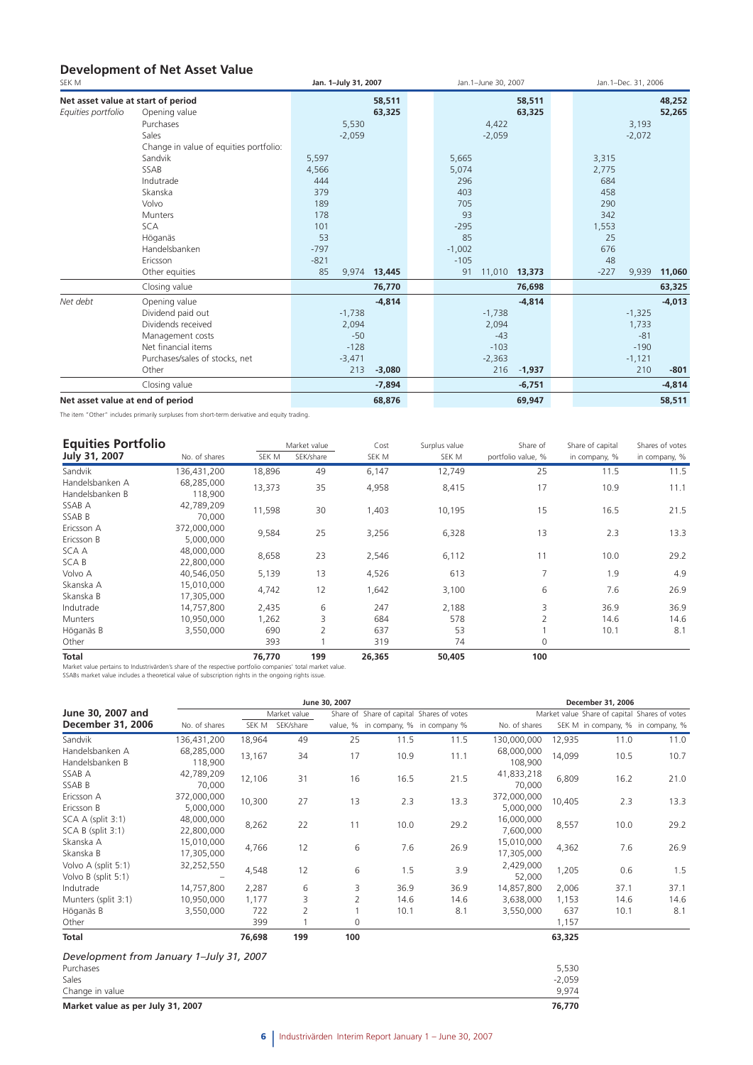## Development of Net Asset Value

| SEK M | | Jan. 1–July 31, 2007 | | | Jan.1–June 30, 2007 | | | Jan.1–Dec. 31, 2006 | | |
|---|---|---|---|---|---|---|---|---|---|---|
| **Net asset value at start of period** | | | | **58,511** | | | **58,511** | | | **48,252** |
| *Equities portfolio* | Opening value | | | 63,325 | | | 63,325 | | | 52,265 |
| | Purchases | | 5,530 | | | 4,422 | | | 3,193 | |
| | Sales | | -2,059 | | | -2,059 | | | -2,072 | |
| | Change in value of equities portfolio: | | | | | | | | | |
| | Sandvik | 5,597 | | | 5,665 | | | 3,315 | | |
| | SSAB | 4,566 | | | 5,074 | | | 2,775 | | |
| | Indutrade | 444 | | | 296 | | | 684 | | |
| | Skanska | 379 | | | 403 | | | 458 | | |
| | Volvo | 189 | | | 705 | | | 290 | | |
| | Munters | 178 | | | 93 | | | 342 | | |
| | SCA | 101 | | | -295 | | | 1,553 | | |
| | Höganäs | 53 | | | 85 | | | 25 | | |
| | Handelsbanken | -797 | | | -1,002 | | | 676 | | |
| | Ericsson | -821 | | | -105 | | | 48 | | |
| | Other equities | 85 | 9,974 | 13,445 | 91 | 11,010 | 13,373 | -227 | 9,939 | 11,060 |
| | Closing value | | | 76,770 | | | 76,698 | | | 63,325 |
| *Net debt* | Opening value | | | -4,814 | | | -4,814 | | | -4,013 |
| | Dividend paid out | | -1,738 | | | -1,738 | | | -1,325 | |
| | Dividends received | | 2,094 | | | 2,094 | | | 1,733 | |
| | Management costs | | -50 | | | -43 | | | -81 | |
| | Net financial items | | -128 | | | -103 | | | -190 | |
| | Purchases/sales of stocks, net | | -3,471 | | | -2,363 | | | -1,121 | |
| | Other | | 213 | -3,080 | | 216 | -1,937 | | 210 | -801 |
| | Closing value | | | -7,894 | | | -6,751 | | | -4,814 |
| **Net asset value at end of period** | | | | **68,876** | | | **69,947** | | | **58,511** |

The item "Other" includes primarily surpluses from short-term derivative and equity trading.

## Equities Portfolio July 31, 2007

| | No. of shares | Market value SEK M | Market value SEK/share | Cost SEK M | Surplus value SEK M | Share of portfolio value, % | Share of capital in company, % | Shares of votes in company, % |
|---|---|---|---|---|---|---|---|---|
| Sandvik | 136,431,200 | 18,896 | 49 | 6,147 | 12,749 | 25 | 11.5 | 11.5 |
| Handelsbanken A<br>Handelsbanken B | 68,285,000<br>118,900 | 13,373 | 35 | 4,958 | 8,415 | 17 | 10.9 | 11.1 |
| SSAB A<br>SSAB B | 42,789,209<br>70,000 | 11,598 | 30 | 1,403 | 10,195 | 15 | 16.5 | 21.5 |
| Ericsson A<br>Ericsson B | 372,000,000<br>5,000,000 | 9,584 | 25 | 3,256 | 6,328 | 13 | 2.3 | 13.3 |
| SCA A<br>SCA B | 48,000,000<br>22,800,000 | 8,658 | 23 | 2,546 | 6,112 | 11 | 10.0 | 29.2 |
| Volvo A | 40,546,050 | 5,139 | 13 | 4,526 | 613 | 7 | 1.9 | 4.9 |
| Skanska A<br>Skanska B | 15,010,000<br>17,305,000 | 4,742 | 12 | 1,642 | 3,100 | 6 | 7.6 | 26.9 |
| Indutrade | 14,757,800 | 2,435 | 6 | 247 | 2,188 | 3 | 36.9 | 36.9 |
| Munters | 10,950,000 | 1,262 | 3 | 684 | 578 | 2 | 14.6 | 14.6 |
| Höganäs B | 3,550,000 | 690 | 2 | 637 | 53 | 1 | 10.1 | 8.1 |
| Other | | 393 | 1 | 319 | 74 | 0 | | |
| **Total** | | **76,770** | **199** | **26,365** | **50,405** | **100** | | |

Market value pertains to Industrivärden's share of the respective portfolio companies' total market value.
SSABs market value includes a theoretical value of subscription rights in the ongoing rights issue.

| June 30, 2007 and December 31, 2006 | June 30, 2007 | | | | | | December 31, 2006 | | | |
|---|---|---|---|---|---|---|---|---|---|---|
| | No. of shares | Market value SEK M | Market value SEK/share | Share of value, % | Share of capital in company, % | Shares of votes in company % | No. of shares | Market value SEK M | Share of capital in company, % | Shares of votes in company, % |
| Sandvik | 136,431,200 | 18,964 | 49 | 25 | 11.5 | 11.5 | 130,000,000 | 12,935 | 11.0 | 11.0 |
| Handelsbanken A<br>Handelsbanken B | 68,285,000<br>118,900 | 13,167 | 34 | 17 | 10.9 | 11.1 | 68,000,000<br>108,900 | 14,099 | 10.5 | 10.7 |
| SSAB A<br>SSAB B | 42,789,209<br>70,000 | 12,106 | 31 | 16 | 16.5 | 21.5 | 41,833,218<br>70,000 | 6,809 | 16.2 | 21.0 |
| Ericsson A<br>Ericsson B | 372,000,000<br>5,000,000 | 10,300 | 27 | 13 | 2.3 | 13.3 | 372,000,000<br>5,000,000 | 10,405 | 2.3 | 13.3 |
| SCA A (split 3:1)<br>SCA B (split 3:1) | 48,000,000<br>22,800,000 | 8,262 | 22 | 11 | 10.0 | 29.2 | 16,000,000<br>7,600,000 | 8,557 | 10.0 | 29.2 |
| Skanska A<br>Skanska B | 15,010,000<br>17,305,000 | 4,766 | 12 | 6 | 7.6 | 26.9 | 15,010,000<br>17,305,000 | 4,362 | 7.6 | 26.9 |
| Volvo A (split 5:1)<br>Volvo B (split 5:1) | 32,252,550<br>– | 4,548 | 12 | 6 | 1.5 | 3.9 | 2,429,000<br>52,000 | 1,205 | 0.6 | 1.5 |
| Indutrade | 14,757,800 | 2,287 | 6 | 3 | 36.9 | 36.9 | 14,857,800 | 2,006 | 37.1 | 37.1 |
| Munters (split 3:1) | 10,950,000 | 1,177 | 3 | 2 | 14.6 | 14.6 | 3,638,000 | 1,153 | 14.6 | 14.6 |
| Höganäs B | 3,550,000 | 722 | 2 | 1 | 10.1 | 8.1 | 3,550,000 | 637 | 10.1 | 8.1 |
| Other | | 399 | 1 | 0 | | | | 1,157 | | |
| **Total** | | **76,698** | **199** | **100** | | | | **63,325** | | |

*Development from January 1–July 31, 2007*

| | |
|---|---|
| Purchases | 5,530 |
| Sales | -2,059 |
| Change in value | 9,974 |
| **Market value as per July 31, 2007** | **76,770** |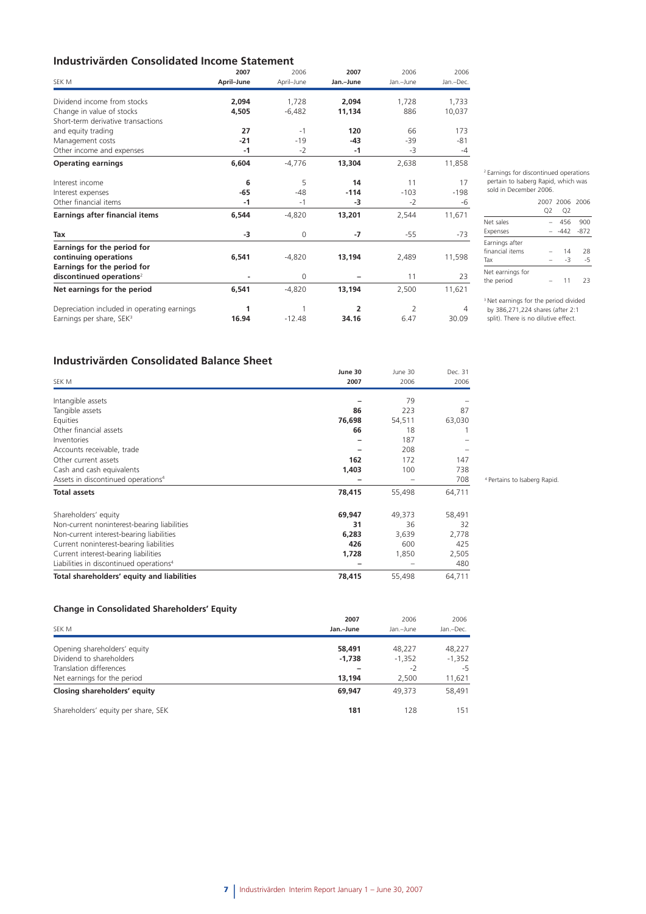## Industrivärden Consolidated Income Statement

| SEK M | 2007 April–June | 2006 April–June | 2007 Jan.–June | 2006 Jan.–June | 2006 Jan.–Dec. |
|---|---|---|---|---|---|
| Dividend income from stocks | **2,094** | 1,728 | **2,094** | 1,728 | 1,733 |
| Change in value of stocks | **4,505** | -6,482 | **11,134** | 886 | 10,037 |
| Short-term derivative transactions and equity trading | **27** | -1 | **120** | 66 | 173 |
| Management costs | **-21** | -19 | **-43** | -39 | -81 |
| Other income and expenses | **-1** | -2 | **-1** | -3 | -4 |
| **Operating earnings** | **6,604** | -4,776 | **13,304** | 2,638 | 11,858 |
| Interest income | **6** | 5 | **14** | 11 | 17 |
| Interest expenses | **-65** | -48 | **-114** | -103 | -198 |
| Other financial items | **-1** | -1 | **-3** | -2 | -6 |
| **Earnings after financial items** | **6,544** | -4,820 | **13,201** | 2,544 | 11,671 |
| **Tax** | **-3** | 0 | **-7** | -55 | -73 |
| **Earnings for the period for continuing operations** | **6,541** | -4,820 | **13,194** | 2,489 | 11,598 |
| **Earnings for the period for discontinued operations**[2] | **-** | 0 | **–** | 11 | 23 |
| **Net earnings for the period** | **6,541** | -4,820 | **13,194** | 2,500 | 11,621 |
| Depreciation included in operating earnings | **1** | 1 | **2** | 2 | 4 |
| Earnings per share, SEK[3] | **16.94** | -12.48 | **34.16** | 6.47 | 30.09 |

[2] Earnings for discontinued operations pertain to Isaberg Rapid, which was sold in December 2006.

| | 2007 Q2 | 2006 Q2 | 2006 |
|---|---|---|---|
| Net sales | – | 456 | 900 |
| Expenses | – | -442 | -872 |
| Earnings after financial items | – | 14 | 28 |
| Tax | – | -3 | -5 |
| Net earnings for the period | – | 11 | 23 |

[3] Net earnings for the period divided by 386,271,224 shares (after 2:1 split). There is no dilutive effect.

## Industrivärden Consolidated Balance Sheet

| SEK M | June 30 2007 | June 30 2006 | Dec. 31 2006 |
|---|---|---|---|
| Intangible assets | **–** | 79 | – |
| Tangible assets | **86** | 223 | 87 |
| Equities | **76,698** | 54,511 | 63,030 |
| Other financial assets | **66** | 18 | 1 |
| Inventories | **–** | 187 | – |
| Accounts receivable, trade | **–** | 208 | – |
| Other current assets | **162** | 172 | 147 |
| Cash and cash equivalents | **1,403** | 100 | 738 |
| Assets in discontinued operations[4] | **–** | – | 708 |
| **Total assets** | **78,415** | 55,498 | 64,711 |
| Shareholders' equity | **69,947** | 49,373 | 58,491 |
| Non-current noninterest-bearing liabilities | **31** | 36 | 32 |
| Non-current interest-bearing liabilities | **6,283** | 3,639 | 2,778 |
| Current noninterest-bearing liabilities | **426** | 600 | 425 |
| Current interest-bearing liabilities | **1,728** | 1,850 | 2,505 |
| Liabilities in discontinued operations[4] | **–** | – | 480 |
| **Total shareholders' equity and liabilities** | **78,415** | 55,498 | 64,711 |

[4] Pertains to Isaberg Rapid.

### Change in Consolidated Shareholders' Equity

| SEK M | 2007 Jan.–June | 2006 Jan.–June | 2006 Jan.–Dec. |
|---|---|---|---|
| Opening shareholders' equity | **58,491** | 48,227 | 48,227 |
| Dividend to shareholders | **-1,738** | -1,352 | -1,352 |
| Translation differences | **–** | -2 | -5 |
| Net earnings for the period | **13,194** | 2,500 | 11,621 |
| **Closing shareholders' equity** | **69,947** | 49,373 | 58,491 |
| Shareholders' equity per share, SEK | **181** | 128 | 151 |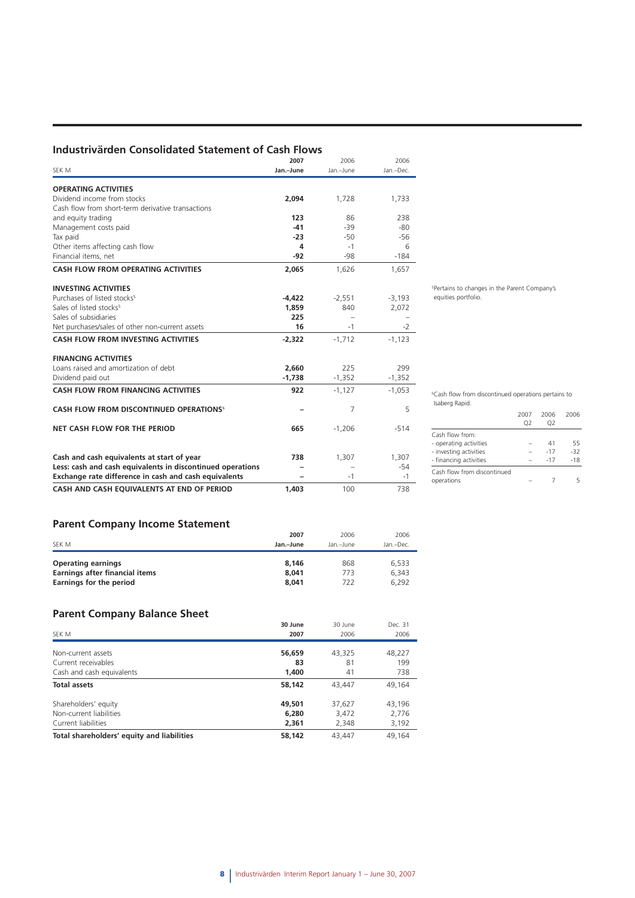## Industrivärden Consolidated Statement of Cash Flows

| SEK M | 2007 Jan.–June | 2006 Jan.–June | 2006 Jan.–Dec. |
|---|---|---|---|
| **OPERATING ACTIVITIES** | | | |
| Dividend income from stocks | **2,094** | 1,728 | 1,733 |
| Cash flow from short-term derivative transactions and equity trading | **123** | 86 | 238 |
| Management costs paid | **-41** | -39 | -80 |
| Tax paid | **-23** | -50 | -56 |
| Other items affecting cash flow | **4** | -1 | 6 |
| Financial items, net | **-92** | -98 | -184 |
| **CASH FLOW FROM OPERATING ACTIVITIES** | **2,065** | 1,626 | 1,657 |
| **INVESTING ACTIVITIES** | | | |
| Purchases of listed stocks[5] | **-4,422** | -2,551 | -3,193 |
| Sales of listed stocks[5] | **1,859** | 840 | 2,072 |
| Sales of subsidiaries | **225** | – | – |
| Net purchases/sales of other non-current assets | **16** | -1 | -2 |
| **CASH FLOW FROM INVESTING ACTIVITIES** | **-2,322** | -1,712 | -1,123 |
| **FINANCING ACTIVITIES** | | | |
| Loans raised and amortization of debt | **2,660** | 225 | 299 |
| Dividend paid out | **-1,738** | -1,352 | -1,352 |
| **CASH FLOW FROM FINANCING ACTIVITIES** | **922** | -1,127 | -1,053 |
| **CASH FLOW FROM DISCONTINUED OPERATIONS[6]** | **–** | 7 | 5 |
| **NET CASH FLOW FOR THE PERIOD** | **665** | -1,206 | -514 |
| **Cash and cash equivalents at start of year** | **738** | 1,307 | 1,307 |
| **Less: cash and cash equivalents in discontinued operations** | **–** | – | -54 |
| **Exchange rate difference in cash and cash equivalents** | **–** | -1 | -1 |
| **CASH AND CASH EQUIVALENTS AT END OF PERIOD** | **1,403** | 100 | 738 |

[5]Pertains to changes in the Parent Company's equities portfolio.

[6]Cash flow from discontinued operations pertains to Isaberg Rapid.

| | 2007 Q2 | 2006 Q2 | 2006 |
|---|---|---|---|
| Cash flow from: | | | |
| - operating activities | – | 41 | 55 |
| - investing activities | – | -17 | -32 |
| - financing activities | – | -17 | -18 |
| Cash flow from discontinued operations | – | 7 | 5 |

## Parent Company Income Statement

| SEK M | 2007 Jan.–June | 2006 Jan.–June | 2006 Jan.–Dec. |
|---|---|---|---|
| **Operating earnings** | **8,146** | 868 | 6,533 |
| **Earnings after financial items** | **8,041** | 773 | 6,343 |
| **Earnings for the period** | **8,041** | 722 | 6,292 |

## Parent Company Balance Sheet

| SEK M | 30 June 2007 | 30 June 2006 | Dec. 31 2006 |
|---|---|---|---|
| Non-current assets | **56,659** | 43,325 | 48,227 |
| Current receivables | **83** | 81 | 199 |
| Cash and cash equivalents | **1,400** | 41 | 738 |
| **Total assets** | **58,142** | 43,447 | 49,164 |
| Shareholders' equity | **49,501** | 37,627 | 43,196 |
| Non-current liabilities | **6,280** | 3,472 | 2,776 |
| Current liabilities | **2,361** | 2,348 | 3,192 |
| **Total shareholders' equity and liabilities** | **58,142** | 43,447 | 49,164 |